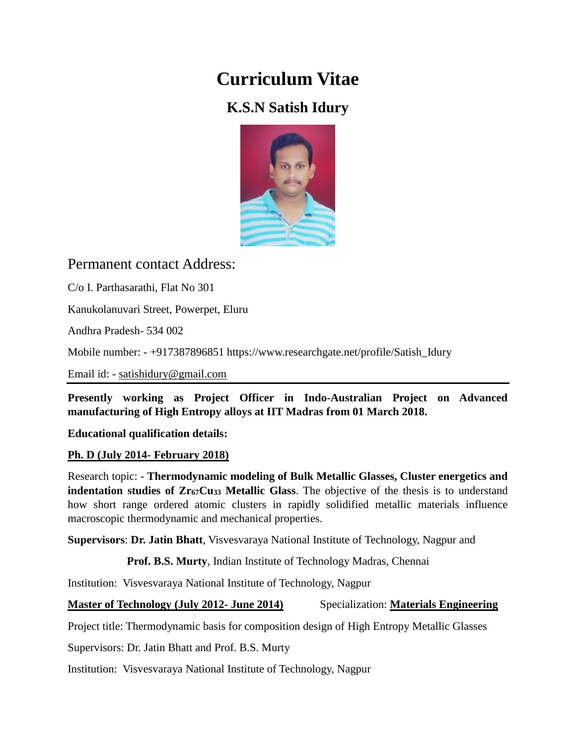# Curriculum Vitae

## K.S.N Satish Idury

### Permanent contact Address:

C/o I. Parthasarathi, Flat No 301

Kanukolanuvari Street, Powerpet, Eluru

Andhra Pradesh- 534 002

Mobile number: - +917387896851 https://www.researchgate.net/profile/Satish_Idury

Email id: - satishidury@gmail.com

---

**Presently working as Project Officer in Indo-Australian Project on Advanced manufacturing of High Entropy alloys at IIT Madras from 01 March 2018.**

**Educational qualification details:**

**Ph. D (July 2014- February 2018)**

Research topic: - **Thermodynamic modeling of Bulk Metallic Glasses, Cluster energetics and indentation studies of $Zr_{67}Cu_{33}$ Metallic Glass**. The objective of the thesis is to understand how short range ordered atomic clusters in rapidly solidified metallic materials influence macroscopic thermodynamic and mechanical properties.

**Supervisors**: **Dr. Jatin Bhatt**, Visvesvaraya National Institute of Technology, Nagpur and

**Prof. B.S. Murty**, Indian Institute of Technology Madras, Chennai

Institution: Visvesvaraya National Institute of Technology, Nagpur

**Master of Technology (July 2012- June 2014)** Specialization: **Materials Engineering**

Project title: Thermodynamic basis for composition design of High Entropy Metallic Glasses

Supervisors: Dr. Jatin Bhatt and Prof. B.S. Murty

Institution: Visvesvaraya National Institute of Technology, Nagpur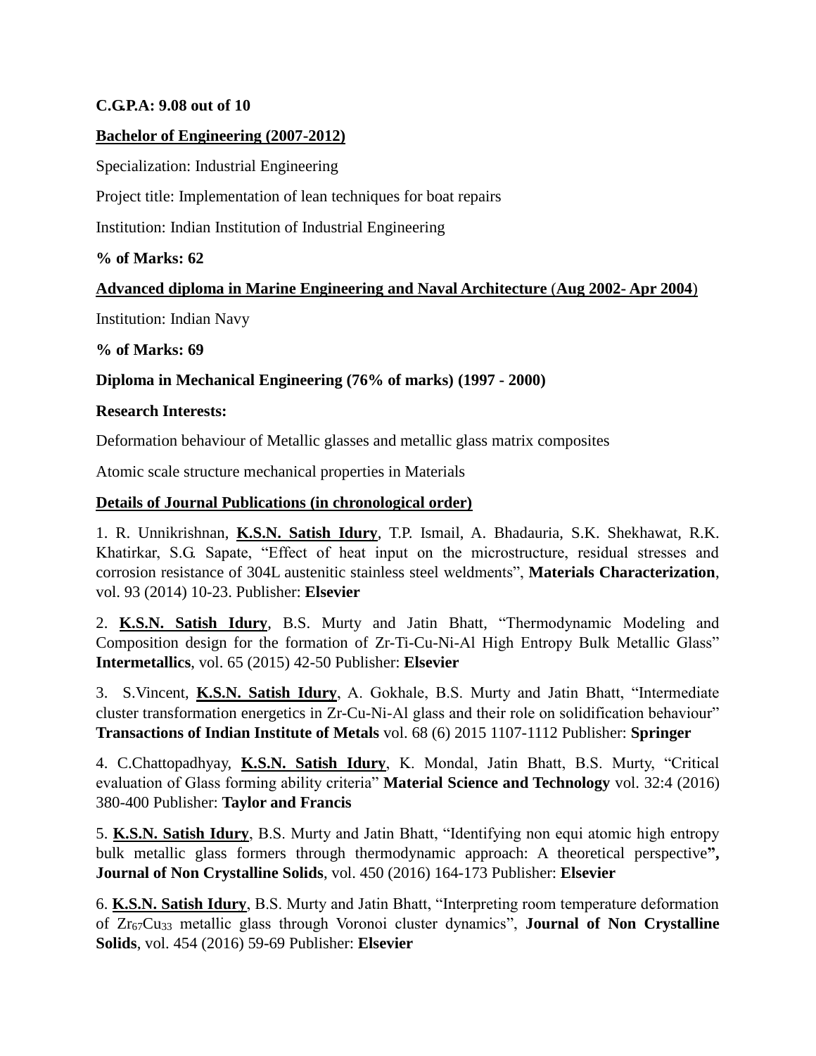**C.G.P.A: 9.08 out of 10**

**Bachelor of Engineering (2007-2012)**

Specialization: Industrial Engineering

Project title: Implementation of lean techniques for boat repairs

Institution: Indian Institution of Industrial Engineering

**% of Marks: 62**

**Advanced diploma in Marine Engineering and Naval Architecture (Aug 2002- Apr 2004)**

Institution: Indian Navy

**% of Marks: 69**

**Diploma in Mechanical Engineering (76% of marks) (1997 - 2000)**

**Research Interests:**

Deformation behaviour of Metallic glasses and metallic glass matrix composites

Atomic scale structure mechanical properties in Materials

**Details of Journal Publications (in chronological order)**

1. R. Unnikrishnan, **K.S.N. Satish Idury**, T.P. Ismail, A. Bhadauria, S.K. Shekhawat, R.K. Khatirkar, S.G. Sapate, "Effect of heat input on the microstructure, residual stresses and corrosion resistance of 304L austenitic stainless steel weldments", **Materials Characterization**, vol. 93 (2014) 10-23. Publisher: **Elsevier**

2. **K.S.N. Satish Idury**, B.S. Murty and Jatin Bhatt, "Thermodynamic Modeling and Composition design for the formation of Zr-Ti-Cu-Ni-Al High Entropy Bulk Metallic Glass" **Intermetallics**, vol. 65 (2015) 42-50 Publisher: **Elsevier**

3. S.Vincent, **K.S.N. Satish Idury**, A. Gokhale, B.S. Murty and Jatin Bhatt, "Intermediate cluster transformation energetics in Zr-Cu-Ni-Al glass and their role on solidification behaviour" **Transactions of Indian Institute of Metals** vol. 68 (6) 2015 1107-1112 Publisher: **Springer**

4. C.Chattopadhyay, **K.S.N. Satish Idury**, K. Mondal, Jatin Bhatt, B.S. Murty, "Critical evaluation of Glass forming ability criteria" **Material Science and Technology** vol. 32:4 (2016) 380-400 Publisher: **Taylor and Francis**

5. **K.S.N. Satish Idury**, B.S. Murty and Jatin Bhatt, "Identifying non equi atomic high entropy bulk metallic glass formers through thermodynamic approach: A theoretical perspective**", Journal of Non Crystalline Solids**, vol. 450 (2016) 164-173 Publisher: **Elsevier**

6. **K.S.N. Satish Idury**, B.S. Murty and Jatin Bhatt, "Interpreting room temperature deformation of $Zr_{67}Cu_{33}$ metallic glass through Voronoi cluster dynamics", **Journal of Non Crystalline Solids**, vol. 454 (2016) 59-69 Publisher: **Elsevier**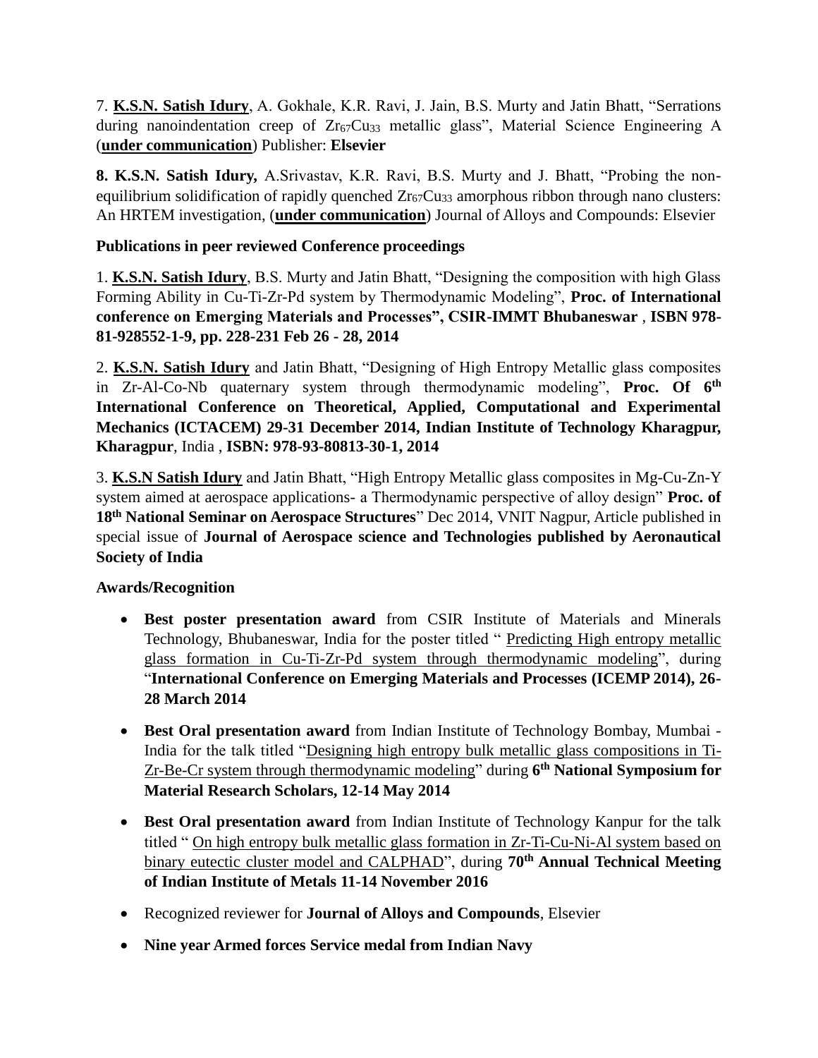7. **K.S.N. Satish Idury**, A. Gokhale, K.R. Ravi, J. Jain, B.S. Murty and Jatin Bhatt, "Serrations during nanoindentation creep of $Zr_{67}Cu_{33}$ metallic glass", Material Science Engineering A (**under communication**) Publisher: **Elsevier**

**8. K.S.N. Satish Idury,** A.Srivastav, K.R. Ravi, B.S. Murty and J. Bhatt, "Probing the non-equilibrium solidification of rapidly quenched $Zr_{67}Cu_{33}$ amorphous ribbon through nano clusters: An HRTEM investigation, (**under communication**) Journal of Alloys and Compounds: Elsevier

**Publications in peer reviewed Conference proceedings**

1. **K.S.N. Satish Idury**, B.S. Murty and Jatin Bhatt, "Designing the composition with high Glass Forming Ability in Cu-Ti-Zr-Pd system by Thermodynamic Modeling", **Proc. of International conference on Emerging Materials and Processes", CSIR-IMMT Bhubaneswar** , **ISBN 978-81-928552-1-9, pp. 228-231 Feb 26 - 28, 2014**

2. **K.S.N. Satish Idury** and Jatin Bhatt, "Designing of High Entropy Metallic glass composites in Zr-Al-Co-Nb quaternary system through thermodynamic modeling", **Proc. Of 6th International Conference on Theoretical, Applied, Computational and Experimental Mechanics (ICTACEM) 29-31 December 2014, Indian Institute of Technology Kharagpur, Kharagpur**, India , **ISBN: 978-93-80813-30-1, 2014**

3. **K.S.N Satish Idury** and Jatin Bhatt, "High Entropy Metallic glass composites in Mg-Cu-Zn-Y system aimed at aerospace applications- a Thermodynamic perspective of alloy design" **Proc. of 18th National Seminar on Aerospace Structures**" Dec 2014, VNIT Nagpur, Article published in special issue of **Journal of Aerospace science and Technologies published by Aeronautical Society of India**

**Awards/Recognition**

- **Best poster presentation award** from CSIR Institute of Materials and Minerals Technology, Bhubaneswar, India for the poster titled " Predicting High entropy metallic glass formation in Cu-Ti-Zr-Pd system through thermodynamic modeling", during "**International Conference on Emerging Materials and Processes (ICEMP 2014), 26-28 March 2014**
- **Best Oral presentation award** from Indian Institute of Technology Bombay, Mumbai - India for the talk titled "Designing high entropy bulk metallic glass compositions in Ti-Zr-Be-Cr system through thermodynamic modeling" during **6th National Symposium for Material Research Scholars, 12-14 May 2014**
- **Best Oral presentation award** from Indian Institute of Technology Kanpur for the talk titled " On high entropy bulk metallic glass formation in Zr-Ti-Cu-Ni-Al system based on binary eutectic cluster model and CALPHAD", during **70th Annual Technical Meeting of Indian Institute of Metals 11-14 November 2016**
- Recognized reviewer for **Journal of Alloys and Compounds**, Elsevier
- **Nine year Armed forces Service medal from Indian Navy**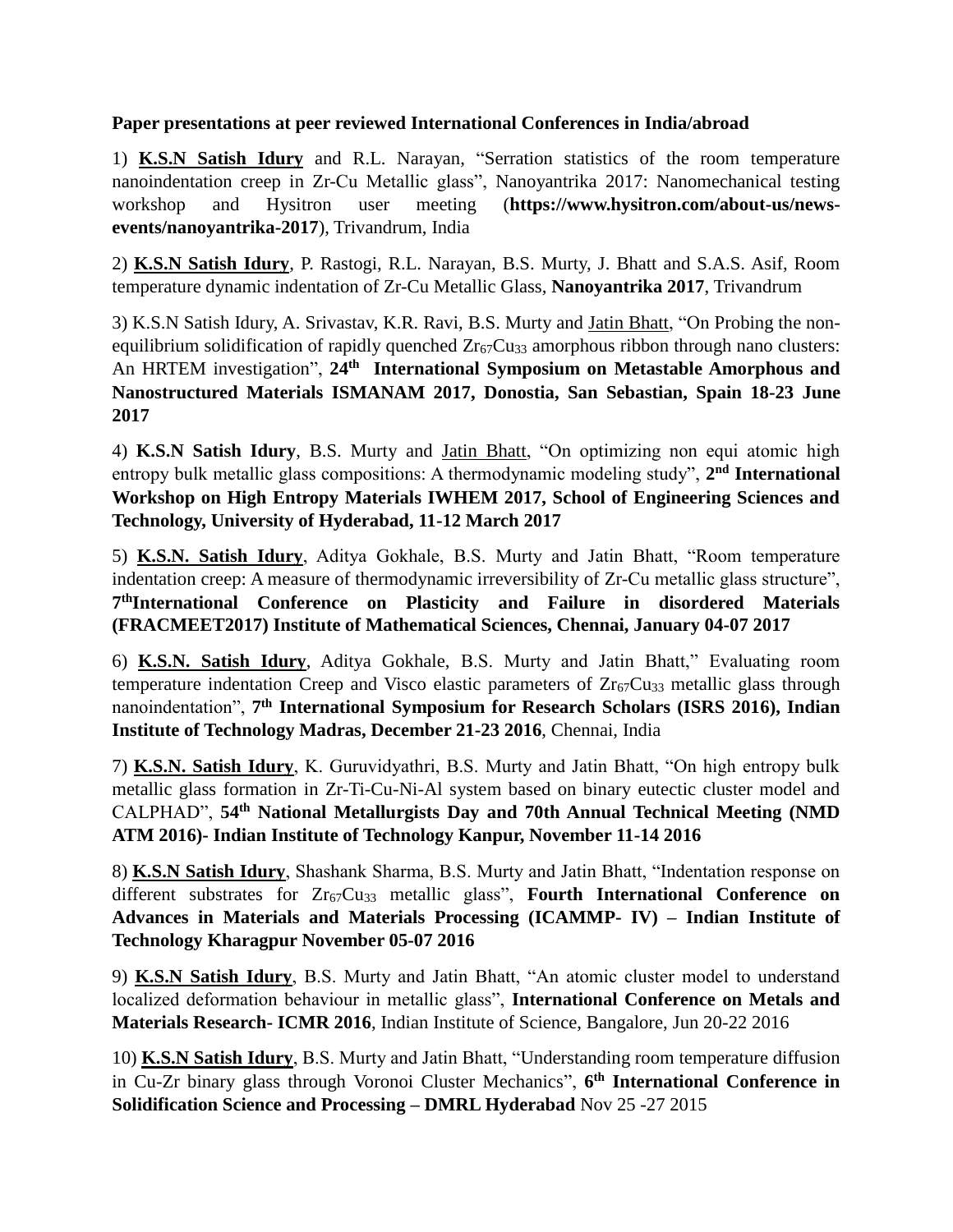**Paper presentations at peer reviewed International Conferences in India/abroad**

1) **K.S.N Satish Idury** and R.L. Narayan, "Serration statistics of the room temperature nanoindentation creep in Zr-Cu Metallic glass", Nanoyantrika 2017: Nanomechanical testing workshop and Hysitron user meeting (**https://www.hysitron.com/about-us/news-events/nanoyantrika-2017**), Trivandrum, India

2) **K.S.N Satish Idury**, P. Rastogi, R.L. Narayan, B.S. Murty, J. Bhatt and S.A.S. Asif, Room temperature dynamic indentation of Zr-Cu Metallic Glass, **Nanoyantrika 2017**, Trivandrum

3) K.S.N Satish Idury, A. Srivastav, K.R. Ravi, B.S. Murty and Jatin Bhatt, "On Probing the non-equilibrium solidification of rapidly quenched $Zr_{67}Cu_{33}$ amorphous ribbon through nano clusters: An HRTEM investigation", **24th International Symposium on Metastable Amorphous and Nanostructured Materials ISMANAM 2017, Donostia, San Sebastian, Spain 18-23 June 2017**

4) **K.S.N Satish Idury**, B.S. Murty and Jatin Bhatt, "On optimizing non equi atomic high entropy bulk metallic glass compositions: A thermodynamic modeling study", **2nd International Workshop on High Entropy Materials IWHEM 2017, School of Engineering Sciences and Technology, University of Hyderabad, 11-12 March 2017**

5) **K.S.N. Satish Idury**, Aditya Gokhale, B.S. Murty and Jatin Bhatt, "Room temperature indentation creep: A measure of thermodynamic irreversibility of Zr-Cu metallic glass structure", **7thInternational Conference on Plasticity and Failure in disordered Materials (FRACMEET2017) Institute of Mathematical Sciences, Chennai, January 04-07 2017**

6) **K.S.N. Satish Idury**, Aditya Gokhale, B.S. Murty and Jatin Bhatt," Evaluating room temperature indentation Creep and Visco elastic parameters of $Zr_{67}Cu_{33}$ metallic glass through nanoindentation", **7th International Symposium for Research Scholars (ISRS 2016), Indian Institute of Technology Madras, December 21-23 2016**, Chennai, India

7) **K.S.N. Satish Idury**, K. Guruvidyathri, B.S. Murty and Jatin Bhatt, "On high entropy bulk metallic glass formation in Zr-Ti-Cu-Ni-Al system based on binary eutectic cluster model and CALPHAD", **54th National Metallurgists Day and 70th Annual Technical Meeting (NMD ATM 2016)- Indian Institute of Technology Kanpur, November 11-14 2016**

8) **K.S.N Satish Idury**, Shashank Sharma, B.S. Murty and Jatin Bhatt, "Indentation response on different substrates for $Zr_{67}Cu_{33}$ metallic glass", **Fourth International Conference on Advances in Materials and Materials Processing (ICAMMP- IV) – Indian Institute of Technology Kharagpur November 05-07 2016**

9) **K.S.N Satish Idury**, B.S. Murty and Jatin Bhatt, "An atomic cluster model to understand localized deformation behaviour in metallic glass", **International Conference on Metals and Materials Research- ICMR 2016**, Indian Institute of Science, Bangalore, Jun 20-22 2016

10) **K.S.N Satish Idury**, B.S. Murty and Jatin Bhatt, "Understanding room temperature diffusion in Cu-Zr binary glass through Voronoi Cluster Mechanics", **6th International Conference in Solidification Science and Processing – DMRL Hyderabad** Nov 25 -27 2015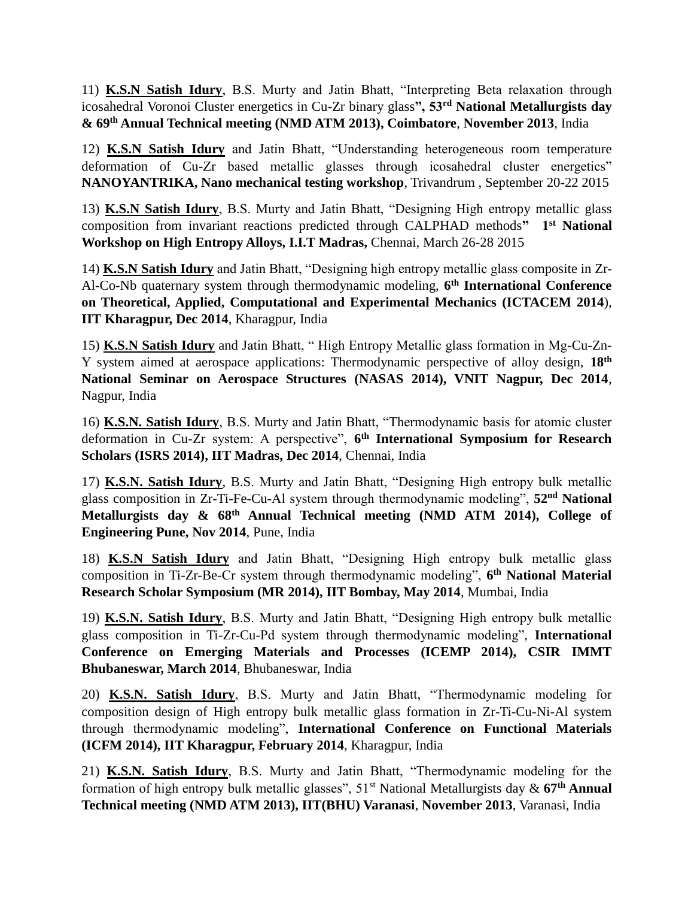11) **K.S.N Satish Idury**, B.S. Murty and Jatin Bhatt, "Interpreting Beta relaxation through icosahedral Voronoi Cluster energetics in Cu-Zr binary glass**", 53rd National Metallurgists day & 69th Annual Technical meeting (NMD ATM 2013), Coimbatore**, **November 2013**, India

12) **K.S.N Satish Idury** and Jatin Bhatt, "Understanding heterogeneous room temperature deformation of Cu-Zr based metallic glasses through icosahedral cluster energetics" **NANOYANTRIKA, Nano mechanical testing workshop**, Trivandrum , September 20-22 2015

13) **K.S.N Satish Idury**, B.S. Murty and Jatin Bhatt, "Designing High entropy metallic glass composition from invariant reactions predicted through CALPHAD methods**" 1st National Workshop on High Entropy Alloys, I.I.T Madras,** Chennai, March 26-28 2015

14) **K.S.N Satish Idury** and Jatin Bhatt, "Designing high entropy metallic glass composite in Zr-Al-Co-Nb quaternary system through thermodynamic modeling, **6th International Conference on Theoretical, Applied, Computational and Experimental Mechanics (ICTACEM 2014**), **IIT Kharagpur, Dec 2014**, Kharagpur, India

15) **K.S.N Satish Idury** and Jatin Bhatt, " High Entropy Metallic glass formation in Mg-Cu-Zn-Y system aimed at aerospace applications: Thermodynamic perspective of alloy design, **18th National Seminar on Aerospace Structures (NASAS 2014), VNIT Nagpur, Dec 2014**, Nagpur, India

16) **K.S.N. Satish Idury**, B.S. Murty and Jatin Bhatt, "Thermodynamic basis for atomic cluster deformation in Cu-Zr system: A perspective", **6th International Symposium for Research Scholars (ISRS 2014), IIT Madras, Dec 2014**, Chennai, India

17) **K.S.N. Satish Idury**, B.S. Murty and Jatin Bhatt, "Designing High entropy bulk metallic glass composition in Zr-Ti-Fe-Cu-Al system through thermodynamic modeling", **52nd National Metallurgists day & 68th Annual Technical meeting (NMD ATM 2014), College of Engineering Pune, Nov 2014**, Pune, India

18) **K.S.N Satish Idury** and Jatin Bhatt, "Designing High entropy bulk metallic glass composition in Ti-Zr-Be-Cr system through thermodynamic modeling", **6th National Material Research Scholar Symposium (MR 2014), IIT Bombay, May 2014**, Mumbai, India

19) **K.S.N. Satish Idury**, B.S. Murty and Jatin Bhatt, "Designing High entropy bulk metallic glass composition in Ti-Zr-Cu-Pd system through thermodynamic modeling", **International Conference on Emerging Materials and Processes (ICEMP 2014), CSIR IMMT Bhubaneswar, March 2014**, Bhubaneswar, India

20) **K.S.N. Satish Idury**, B.S. Murty and Jatin Bhatt, "Thermodynamic modeling for composition design of High entropy bulk metallic glass formation in Zr-Ti-Cu-Ni-Al system through thermodynamic modeling", **International Conference on Functional Materials (ICFM 2014), IIT Kharagpur, February 2014**, Kharagpur, India

21) **K.S.N. Satish Idury**, B.S. Murty and Jatin Bhatt, "Thermodynamic modeling for the formation of high entropy bulk metallic glasses", 51st National Metallurgists day & **67th Annual Technical meeting (NMD ATM 2013), IIT(BHU) Varanasi**, **November 2013**, Varanasi, India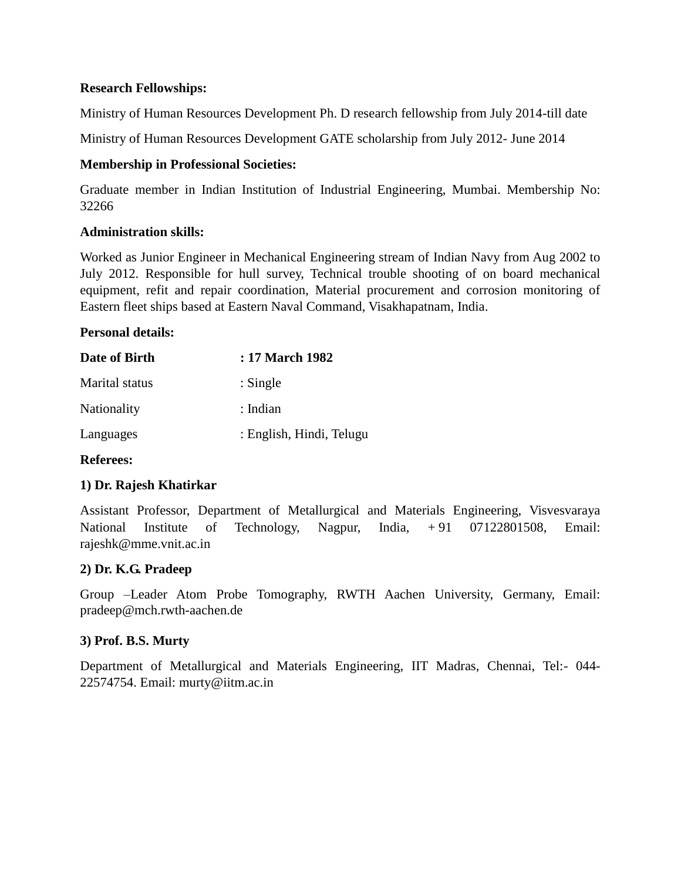**Research Fellowships:**

Ministry of Human Resources Development Ph. D research fellowship from July 2014-till date

Ministry of Human Resources Development GATE scholarship from July 2012- June 2014

**Membership in Professional Societies:**

Graduate member in Indian Institution of Industrial Engineering, Mumbai. Membership No: 32266

**Administration skills:**

Worked as Junior Engineer in Mechanical Engineering stream of Indian Navy from Aug 2002 to July 2012. Responsible for hull survey, Technical trouble shooting of on board mechanical equipment, refit and repair coordination, Material procurement and corrosion monitoring of Eastern fleet ships based at Eastern Naval Command, Visakhapatnam, India.

**Personal details:**

| | |
|---|---|
| **Date of Birth** | **: 17 March 1982** |
| Marital status | : Single |
| Nationality | : Indian |
| Languages | : English, Hindi, Telugu |

**Referees:**

**1) Dr. Rajesh Khatirkar**

Assistant Professor, Department of Metallurgical and Materials Engineering, Visvesvaraya National Institute of Technology, Nagpur, India, + 91 07122801508, Email: rajeshk@mme.vnit.ac.in

**2) Dr. K.G. Pradeep**

Group –Leader Atom Probe Tomography, RWTH Aachen University, Germany, Email: pradeep@mch.rwth-aachen.de

**3) Prof. B.S. Murty**

Department of Metallurgical and Materials Engineering, IIT Madras, Chennai, Tel:- 044-22574754. Email: murty@iitm.ac.in